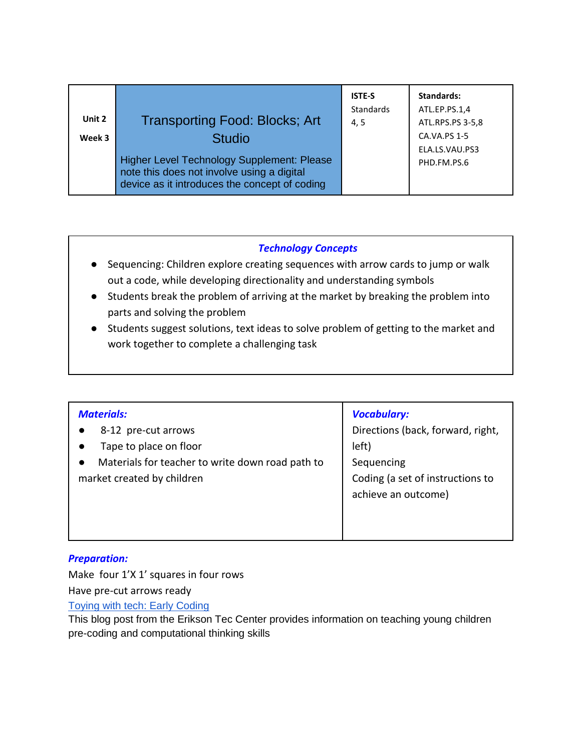| | | | |
|---|---|---|---|
| **Unit 2**<br><br>**Week 3** | Transporting Food: Blocks; Art Studio<br><br>Higher Level Technology Supplement: Please note this does not involve using a digital device as it introduces the concept of coding | **ISTE-S**<br>Standards<br>4, 5 | **Standards:**<br>ATL.EP.PS.1,4<br>ATL.RPS.PS 3-5,8<br>CA.VA.PS 1-5<br>ELA.LS.VAU.PS3<br>PHD.FM.PS.6 |

### ***Technology Concepts***

- Sequencing: Children explore creating sequences with arrow cards to jump or walk out a code, while developing directionality and understanding symbols
- Students break the problem of arriving at the market by breaking the problem into parts and solving the problem
- Students suggest solutions, text ideas to solve problem of getting to the market and work together to complete a challenging task

| ***Materials:*** | ***Vocabulary:*** |
|---|---|
| • 8-12 pre-cut arrows<br>• Tape to place on floor<br>• Materials for teacher to write down road path to market created by children | Directions (back, forward, right, left)<br>Sequencing<br>Coding (a set of instructions to achieve an outcome) |

***Preparation:***

Make four 1'X 1' squares in four rows

Have pre-cut arrows ready

[Toying with tech: Early Coding]

This blog post from the Erikson Tec Center provides information on teaching young children pre-coding and computational thinking skills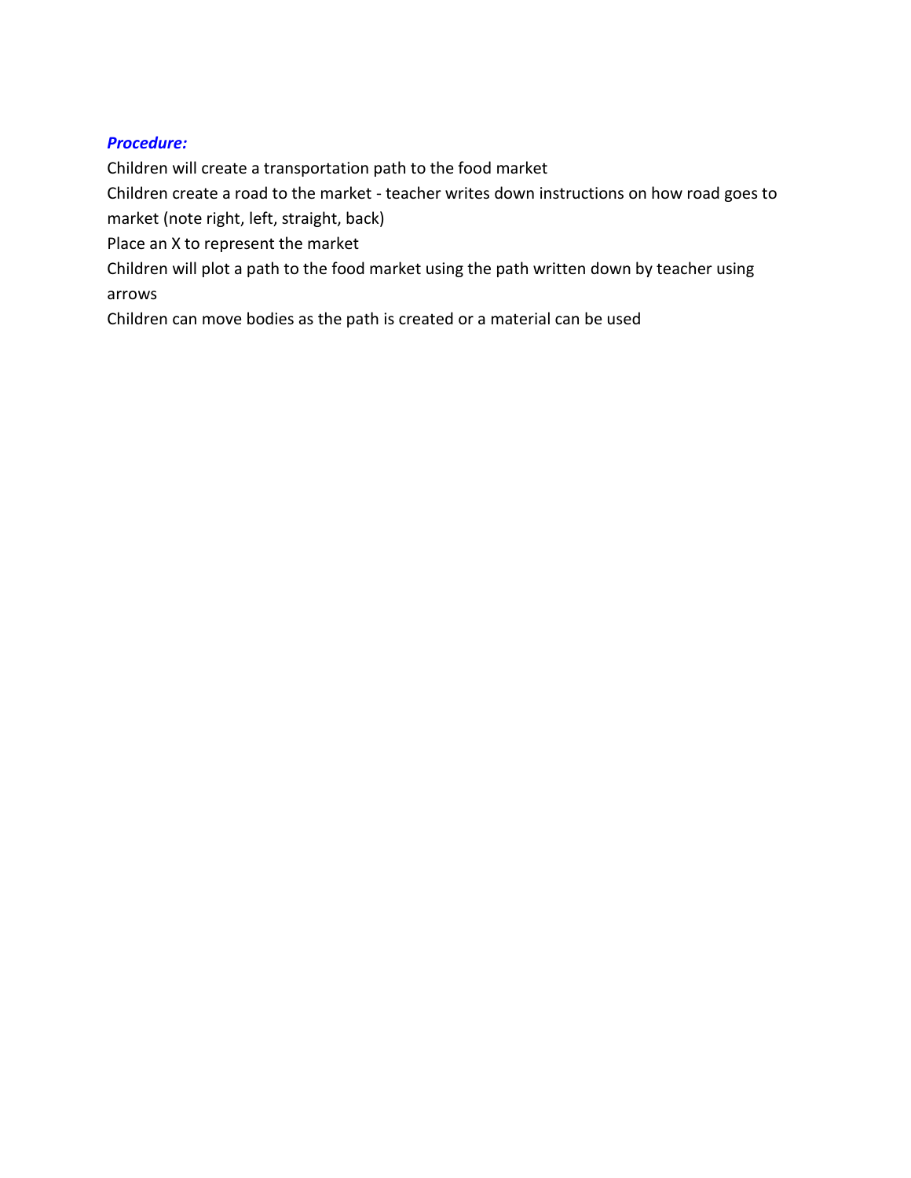***Procedure:***

Children will create a transportation path to the food market

Children create a road to the market - teacher writes down instructions on how road goes to market (note right, left, straight, back)

Place an X to represent the market

Children will plot a path to the food market using the path written down by teacher using arrows

Children can move bodies as the path is created or a material can be used